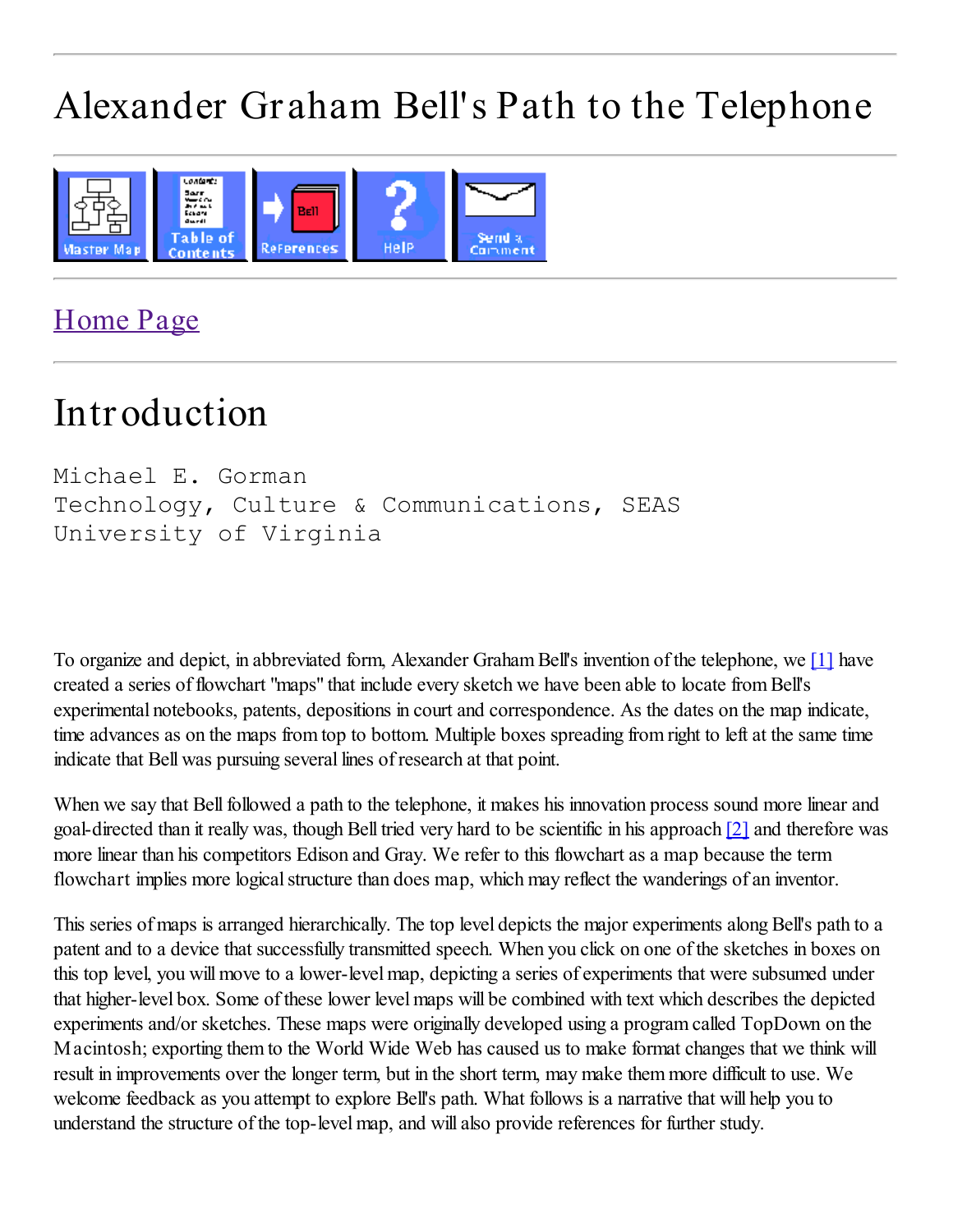# Alexander Graham Bell's Path to the Telephone

[Home Page](#)

## Introduction

Michael E. Gorman
Technology, Culture & Communications, SEAS
University of Virginia

To organize and depict, in abbreviated form, Alexander Graham Bell's invention of the telephone, we [1] have created a series of flowchart "maps" that include every sketch we have been able to locate from Bell's experimental notebooks, patents, depositions in court and correspondence. As the dates on the map indicate, time advances as on the maps from top to bottom. Multiple boxes spreading from right to left at the same time indicate that Bell was pursuing several lines of research at that point.

When we say that Bell followed a path to the telephone, it makes his innovation process sound more linear and goal-directed than it really was, though Bell tried very hard to be scientific in his approach [2] and therefore was more linear than his competitors Edison and Gray. We refer to this flowchart as a map because the term flowchart implies more logical structure than does map, which may reflect the wanderings of an inventor.

This series of maps is arranged hierarchically. The top level depicts the major experiments along Bell's path to a patent and to a device that successfully transmitted speech. When you click on one of the sketches in boxes on this top level, you will move to a lower-level map, depicting a series of experiments that were subsumed under that higher-level box. Some of these lower level maps will be combined with text which describes the depicted experiments and/or sketches. These maps were originally developed using a program called TopDown on the Macintosh; exporting them to the World Wide Web has caused us to make format changes that we think will result in improvements over the longer term, but in the short term, may make them more difficult to use. We welcome feedback as you attempt to explore Bell's path. What follows is a narrative that will help you to understand the structure of the top-level map, and will also provide references for further study.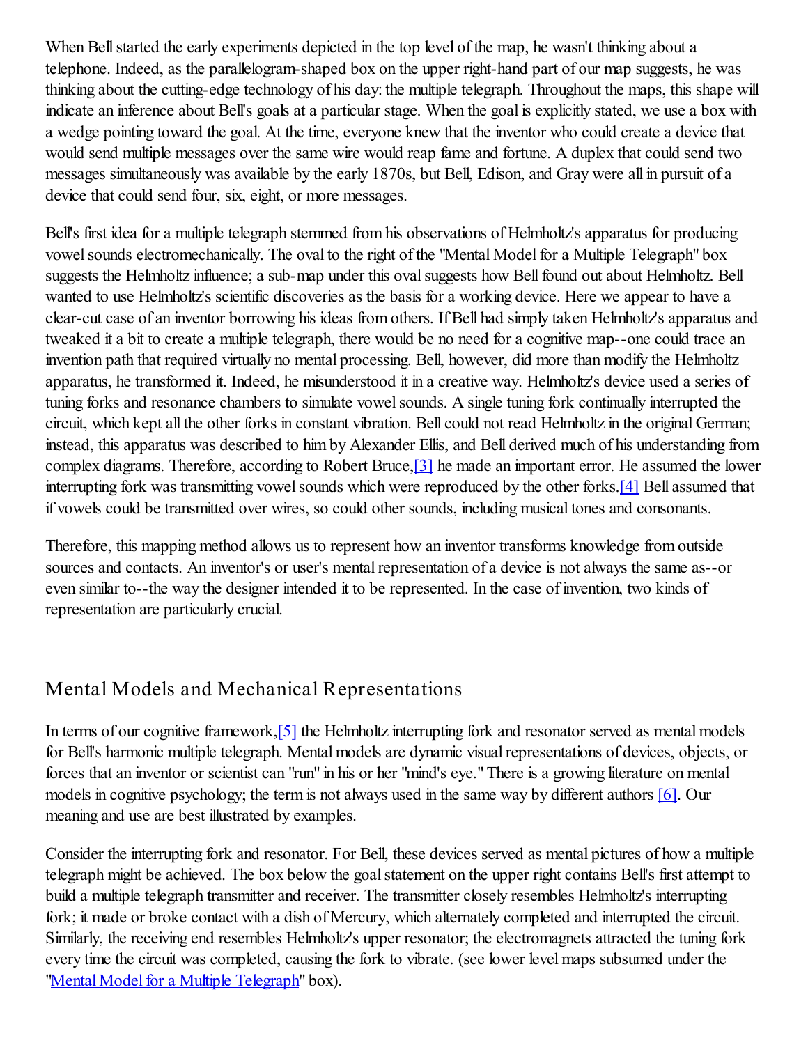When Bell started the early experiments depicted in the top level of the map, he wasn't thinking about a telephone. Indeed, as the parallelogram-shaped box on the upper right-hand part of our map suggests, he was thinking about the cutting-edge technology of his day: the multiple telegraph. Throughout the maps, this shape will indicate an inference about Bell's goals at a particular stage. When the goal is explicitly stated, we use a box with a wedge pointing toward the goal. At the time, everyone knew that the inventor who could create a device that would send multiple messages over the same wire would reap fame and fortune. A duplex that could send two messages simultaneously was available by the early 1870s, but Bell, Edison, and Gray were all in pursuit of a device that could send four, six, eight, or more messages.

Bell's first idea for a multiple telegraph stemmed from his observations of Helmholtz's apparatus for producing vowel sounds electromechanically. The oval to the right of the "Mental Model for a Multiple Telegraph" box suggests the Helmholtz influence; a sub-map under this oval suggests how Bell found out about Helmholtz. Bell wanted to use Helmholtz's scientific discoveries as the basis for a working device. Here we appear to have a clear-cut case of an inventor borrowing his ideas from others. If Bell had simply taken Helmholtz's apparatus and tweaked it a bit to create a multiple telegraph, there would be no need for a cognitive map--one could trace an invention path that required virtually no mental processing. Bell, however, did more than modify the Helmholtz apparatus, he transformed it. Indeed, he misunderstood it in a creative way. Helmholtz's device used a series of tuning forks and resonance chambers to simulate vowel sounds. A single tuning fork continually interrupted the circuit, which kept all the other forks in constant vibration. Bell could not read Helmholtz in the original German; instead, this apparatus was described to him by Alexander Ellis, and Bell derived much of his understanding from complex diagrams. Therefore, according to Robert Bruce,[3] he made an important error. He assumed the lower interrupting fork was transmitting vowel sounds which were reproduced by the other forks.[4] Bell assumed that if vowels could be transmitted over wires, so could other sounds, including musical tones and consonants.

Therefore, this mapping method allows us to represent how an inventor transforms knowledge from outside sources and contacts. An inventor's or user's mental representation of a device is not always the same as--or even similar to--the way the designer intended it to be represented. In the case of invention, two kinds of representation are particularly crucial.

## Mental Models and Mechanical Representations

In terms of our cognitive framework,[5] the Helmholtz interrupting fork and resonator served as mental models for Bell's harmonic multiple telegraph. Mental models are dynamic visual representations of devices, objects, or forces that an inventor or scientist can "run" in his or her "mind's eye." There is a growing literature on mental models in cognitive psychology; the term is not always used in the same way by different authors [6]. Our meaning and use are best illustrated by examples.

Consider the interrupting fork and resonator. For Bell, these devices served as mental pictures of how a multiple telegraph might be achieved. The box below the goal statement on the upper right contains Bell's first attempt to build a multiple telegraph transmitter and receiver. The transmitter closely resembles Helmholtz's interrupting fork; it made or broke contact with a dish of Mercury, which alternately completed and interrupted the circuit. Similarly, the receiving end resembles Helmholtz's upper resonator; the electromagnets attracted the tuning fork every time the circuit was completed, causing the fork to vibrate. (see lower level maps subsumed under the "Mental Model for a Multiple Telegraph" box).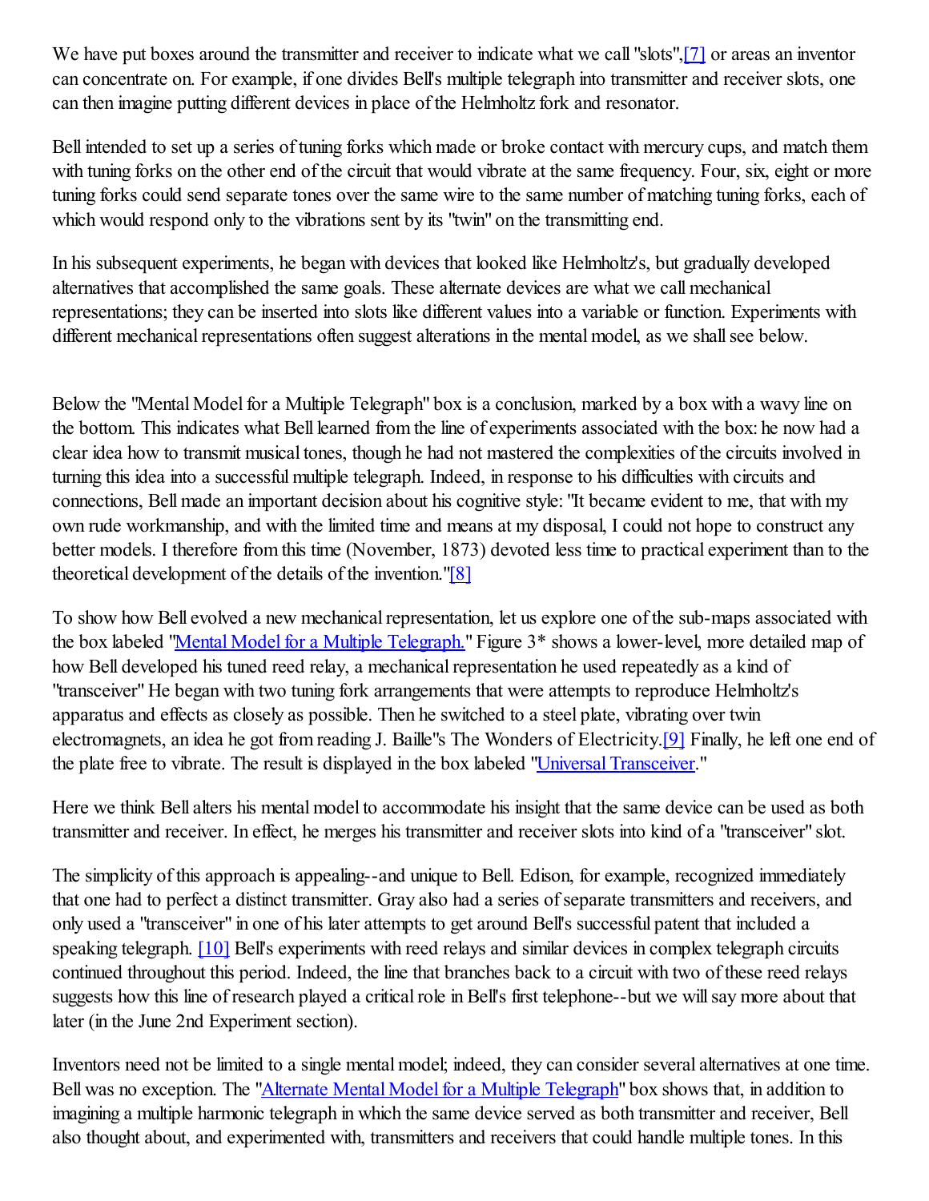We have put boxes around the transmitter and receiver to indicate what we call "slots",[7] or areas an inventor can concentrate on. For example, if one divides Bell's multiple telegraph into transmitter and receiver slots, one can then imagine putting different devices in place of the Helmholtz fork and resonator.

Bell intended to set up a series of tuning forks which made or broke contact with mercury cups, and match them with tuning forks on the other end of the circuit that would vibrate at the same frequency. Four, six, eight or more tuning forks could send separate tones over the same wire to the same number of matching tuning forks, each of which would respond only to the vibrations sent by its "twin" on the transmitting end.

In his subsequent experiments, he began with devices that looked like Helmholtz's, but gradually developed alternatives that accomplished the same goals. These alternate devices are what we call mechanical representations; they can be inserted into slots like different values into a variable or function. Experiments with different mechanical representations often suggest alterations in the mental model, as we shall see below.

Below the "Mental Model for a Multiple Telegraph" box is a conclusion, marked by a box with a wavy line on the bottom. This indicates what Bell learned from the line of experiments associated with the box: he now had a clear idea how to transmit musical tones, though he had not mastered the complexities of the circuits involved in turning this idea into a successful multiple telegraph. Indeed, in response to his difficulties with circuits and connections, Bell made an important decision about his cognitive style: "It became evident to me, that with my own rude workmanship, and with the limited time and means at my disposal, I could not hope to construct any better models. I therefore from this time (November, 1873) devoted less time to practical experiment than to the theoretical development of the details of the invention."[8]

To show how Bell evolved a new mechanical representation, let us explore one of the sub-maps associated with the box labeled "Mental Model for a Multiple Telegraph." Figure 3* shows a lower-level, more detailed map of how Bell developed his tuned reed relay, a mechanical representation he used repeatedly as a kind of "transceiver" He began with two tuning fork arrangements that were attempts to reproduce Helmholtz's apparatus and effects as closely as possible. Then he switched to a steel plate, vibrating over twin electromagnets, an idea he got from reading J. Baille"s The Wonders of Electricity.[9] Finally, he left one end of the plate free to vibrate. The result is displayed in the box labeled "Universal Transceiver."

Here we think Bell alters his mental model to accommodate his insight that the same device can be used as both transmitter and receiver. In effect, he merges his transmitter and receiver slots into kind of a "transceiver" slot.

The simplicity of this approach is appealing--and unique to Bell. Edison, for example, recognized immediately that one had to perfect a distinct transmitter. Gray also had a series of separate transmitters and receivers, and only used a "transceiver" in one of his later attempts to get around Bell's successful patent that included a speaking telegraph. [10] Bell's experiments with reed relays and similar devices in complex telegraph circuits continued throughout this period. Indeed, the line that branches back to a circuit with two of these reed relays suggests how this line of research played a critical role in Bell's first telephone--but we will say more about that later (in the June 2nd Experiment section).

Inventors need not be limited to a single mental model; indeed, they can consider several alternatives at one time. Bell was no exception. The "Alternate Mental Model for a Multiple Telegraph" box shows that, in addition to imagining a multiple harmonic telegraph in which the same device served as both transmitter and receiver, Bell also thought about, and experimented with, transmitters and receivers that could handle multiple tones. In this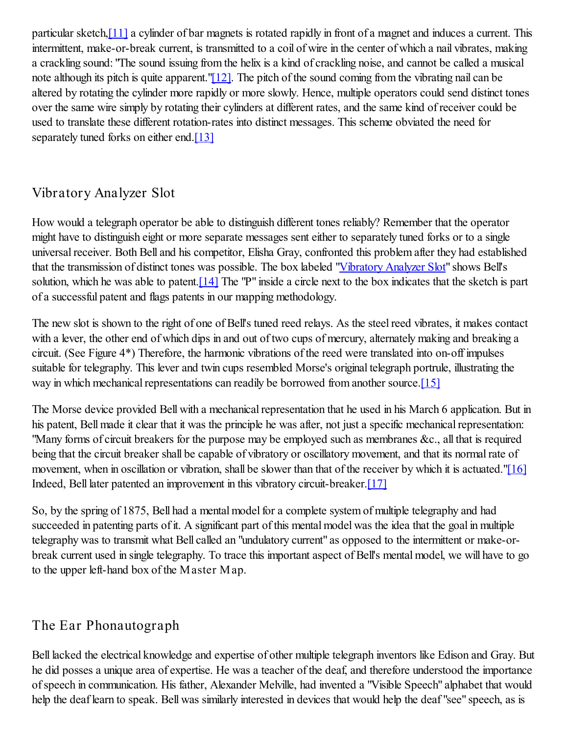particular sketch,[11] a cylinder of bar magnets is rotated rapidly in front of a magnet and induces a current. This intermittent, make-or-break current, is transmitted to a coil of wire in the center of which a nail vibrates, making a crackling sound: "The sound issuing from the helix is a kind of crackling noise, and cannot be called a musical note although its pitch is quite apparent."[12]. The pitch of the sound coming from the vibrating nail can be altered by rotating the cylinder more rapidly or more slowly. Hence, multiple operators could send distinct tones over the same wire simply by rotating their cylinders at different rates, and the same kind of receiver could be used to translate these different rotation-rates into distinct messages. This scheme obviated the need for separately tuned forks on either end.[13]

## Vibratory Analyzer Slot

How would a telegraph operator be able to distinguish different tones reliably? Remember that the operator might have to distinguish eight or more separate messages sent either to separately tuned forks or to a single universal receiver. Both Bell and his competitor, Elisha Gray, confronted this problem after they had established that the transmission of distinct tones was possible. The box labeled "Vibratory Analyzer Slot" shows Bell's solution, which he was able to patent.[14] The "P" inside a circle next to the box indicates that the sketch is part of a successful patent and flags patents in our mapping methodology.

The new slot is shown to the right of one of Bell's tuned reed relays. As the steel reed vibrates, it makes contact with a lever, the other end of which dips in and out of two cups of mercury, alternately making and breaking a circuit. (See Figure 4*) Therefore, the harmonic vibrations of the reed were translated into on-off impulses suitable for telegraphy. This lever and twin cups resembled Morse's original telegraph portrule, illustrating the way in which mechanical representations can readily be borrowed from another source.[15]

The Morse device provided Bell with a mechanical representation that he used in his March 6 application. But in his patent, Bell made it clear that it was the principle he was after, not just a specific mechanical representation: "Many forms of circuit breakers for the purpose may be employed such as membranes &c., all that is required being that the circuit breaker shall be capable of vibratory or oscillatory movement, and that its normal rate of movement, when in oscillation or vibration, shall be slower than that of the receiver by which it is actuated."[16] Indeed, Bell later patented an improvement in this vibratory circuit-breaker.[17]

So, by the spring of 1875, Bell had a mental model for a complete system of multiple telegraphy and had succeeded in patenting parts of it. A significant part of this mental model was the idea that the goal in multiple telegraphy was to transmit what Bell called an "undulatory current" as opposed to the intermittent or make-or-break current used in single telegraphy. To trace this important aspect of Bell's mental model, we will have to go to the upper left-hand box of the Master Map.

## The Ear Phonautograph

Bell lacked the electrical knowledge and expertise of other multiple telegraph inventors like Edison and Gray. But he did posses a unique area of expertise. He was a teacher of the deaf, and therefore understood the importance of speech in communication. His father, Alexander Melville, had invented a "Visible Speech" alphabet that would help the deaf learn to speak. Bell was similarly interested in devices that would help the deaf "see" speech, as is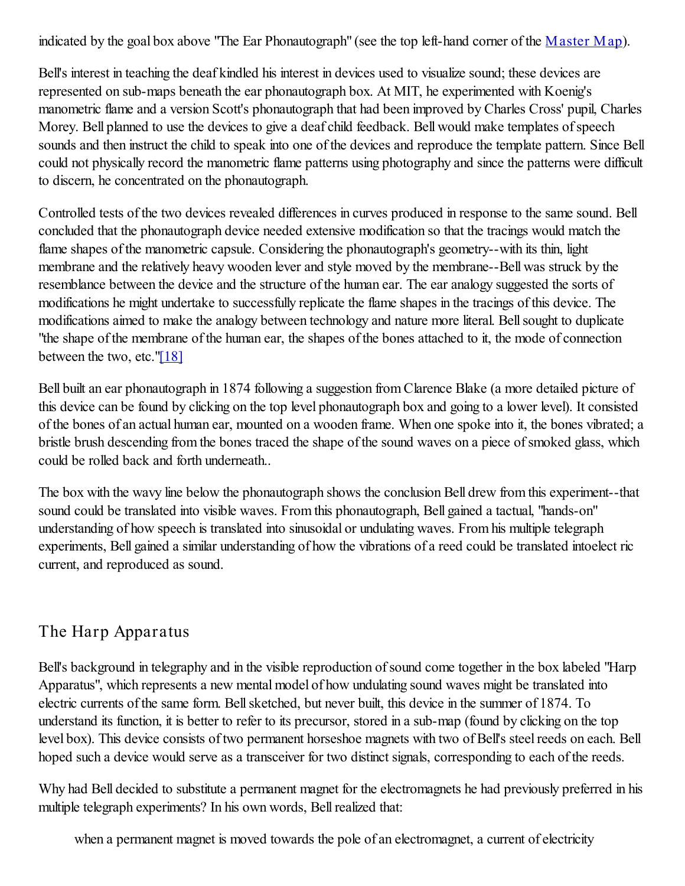indicated by the goal box above "The Ear Phonautograph" (see the top left-hand corner of the Master Map).

Bell's interest in teaching the deaf kindled his interest in devices used to visualize sound; these devices are represented on sub-maps beneath the ear phonautograph box. At MIT, he experimented with Koenig's manometric flame and a version Scott's phonautograph that had been improved by Charles Cross' pupil, Charles Morey. Bell planned to use the devices to give a deaf child feedback. Bell would make templates of speech sounds and then instruct the child to speak into one of the devices and reproduce the template pattern. Since Bell could not physically record the manometric flame patterns using photography and since the patterns were difficult to discern, he concentrated on the phonautograph.

Controlled tests of the two devices revealed differences in curves produced in response to the same sound. Bell concluded that the phonautograph device needed extensive modification so that the tracings would match the flame shapes of the manometric capsule. Considering the phonautograph's geometry--with its thin, light membrane and the relatively heavy wooden lever and style moved by the membrane--Bell was struck by the resemblance between the device and the structure of the human ear. The ear analogy suggested the sorts of modifications he might undertake to successfully replicate the flame shapes in the tracings of this device. The modifications aimed to make the analogy between technology and nature more literal. Bell sought to duplicate "the shape of the membrane of the human ear, the shapes of the bones attached to it, the mode of connection between the two, etc."[18]

Bell built an ear phonautograph in 1874 following a suggestion from Clarence Blake (a more detailed picture of this device can be found by clicking on the top level phonautograph box and going to a lower level). It consisted of the bones of an actual human ear, mounted on a wooden frame. When one spoke into it, the bones vibrated; a bristle brush descending from the bones traced the shape of the sound waves on a piece of smoked glass, which could be rolled back and forth underneath..

The box with the wavy line below the phonautograph shows the conclusion Bell drew from this experiment--that sound could be translated into visible waves. From this phonautograph, Bell gained a tactual, "hands-on" understanding of how speech is translated into sinusoidal or undulating waves. From his multiple telegraph experiments, Bell gained a similar understanding of how the vibrations of a reed could be translated intoelect ric current, and reproduced as sound.

## The Harp Apparatus

Bell's background in telegraphy and in the visible reproduction of sound come together in the box labeled "Harp Apparatus", which represents a new mental model of how undulating sound waves might be translated into electric currents of the same form. Bell sketched, but never built, this device in the summer of 1874. To understand its function, it is better to refer to its precursor, stored in a sub-map (found by clicking on the top level box). This device consists of two permanent horseshoe magnets with two of Bell's steel reeds on each. Bell hoped such a device would serve as a transceiver for two distinct signals, corresponding to each of the reeds.

Why had Bell decided to substitute a permanent magnet for the electromagnets he had previously preferred in his multiple telegraph experiments? In his own words, Bell realized that:

> when a permanent magnet is moved towards the pole of an electromagnet, a current of electricity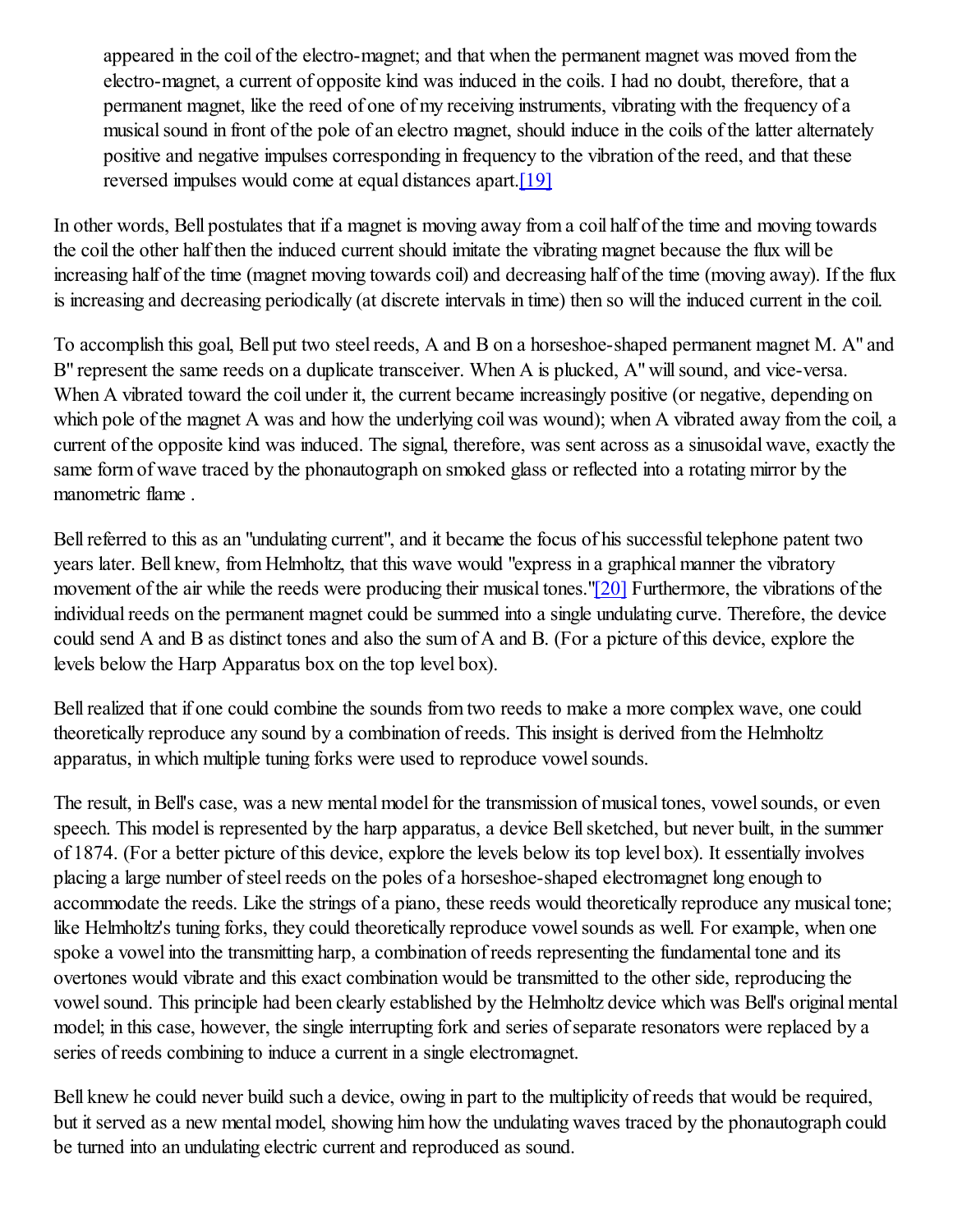> appeared in the coil of the electro-magnet; and that when the permanent magnet was moved from the electro-magnet, a current of opposite kind was induced in the coils. I had no doubt, therefore, that a permanent magnet, like the reed of one of my receiving instruments, vibrating with the frequency of a musical sound in front of the pole of an electro magnet, should induce in the coils of the latter alternately positive and negative impulses corresponding in frequency to the vibration of the reed, and that these reversed impulses would come at equal distances apart.[19]

In other words, Bell postulates that if a magnet is moving away from a coil half of the time and moving towards the coil the other half then the induced current should imitate the vibrating magnet because the flux will be increasing half of the time (magnet moving towards coil) and decreasing half of the time (moving away). If the flux is increasing and decreasing periodically (at discrete intervals in time) then so will the induced current in the coil.

To accomplish this goal, Bell put two steel reeds, A and B on a horseshoe-shaped permanent magnet M. A" and B" represent the same reeds on a duplicate transceiver. When A is plucked, A" will sound, and vice-versa. When A vibrated toward the coil under it, the current became increasingly positive (or negative, depending on which pole of the magnet A was and how the underlying coil was wound); when A vibrated away from the coil, a current of the opposite kind was induced. The signal, therefore, was sent across as a sinusoidal wave, exactly the same form of wave traced by the phonautograph on smoked glass or reflected into a rotating mirror by the manometric flame .

Bell referred to this as an "undulating current", and it became the focus of his successful telephone patent two years later. Bell knew, from Helmholtz, that this wave would "express in a graphical manner the vibratory movement of the air while the reeds were producing their musical tones."[20] Furthermore, the vibrations of the individual reeds on the permanent magnet could be summed into a single undulating curve. Therefore, the device could send A and B as distinct tones and also the sum of A and B. (For a picture of this device, explore the levels below the Harp Apparatus box on the top level box).

Bell realized that if one could combine the sounds from two reeds to make a more complex wave, one could theoretically reproduce any sound by a combination of reeds. This insight is derived from the Helmholtz apparatus, in which multiple tuning forks were used to reproduce vowel sounds.

The result, in Bell's case, was a new mental model for the transmission of musical tones, vowel sounds, or even speech. This model is represented by the harp apparatus, a device Bell sketched, but never built, in the summer of 1874. (For a better picture of this device, explore the levels below its top level box). It essentially involves placing a large number of steel reeds on the poles of a horseshoe-shaped electromagnet long enough to accommodate the reeds. Like the strings of a piano, these reeds would theoretically reproduce any musical tone; like Helmholtz's tuning forks, they could theoretically reproduce vowel sounds as well. For example, when one spoke a vowel into the transmitting harp, a combination of reeds representing the fundamental tone and its overtones would vibrate and this exact combination would be transmitted to the other side, reproducing the vowel sound. This principle had been clearly established by the Helmholtz device which was Bell's original mental model; in this case, however, the single interrupting fork and series of separate resonators were replaced by a series of reeds combining to induce a current in a single electromagnet.

Bell knew he could never build such a device, owing in part to the multiplicity of reeds that would be required, but it served as a new mental model, showing him how the undulating waves traced by the phonautograph could be turned into an undulating electric current and reproduced as sound.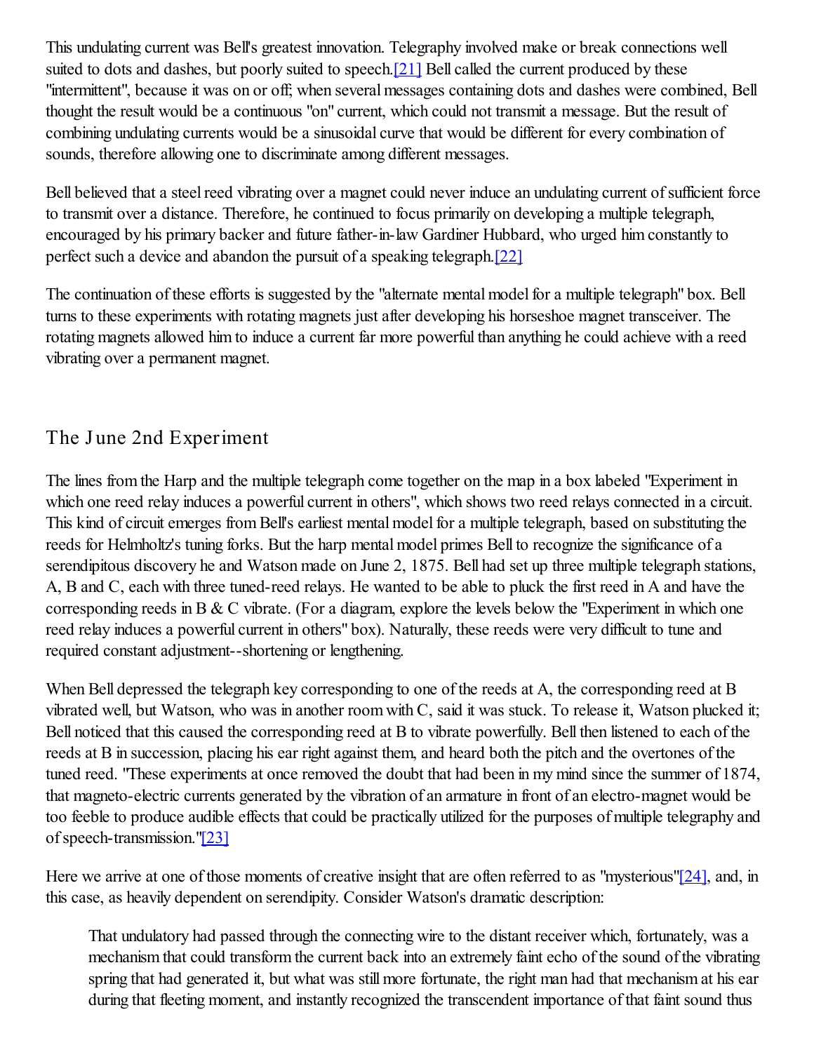This undulating current was Bell's greatest innovation. Telegraphy involved make or break connections well suited to dots and dashes, but poorly suited to speech.[21] Bell called the current produced by these "intermittent", because it was on or off; when several messages containing dots and dashes were combined, Bell thought the result would be a continuous "on" current, which could not transmit a message. But the result of combining undulating currents would be a sinusoidal curve that would be different for every combination of sounds, therefore allowing one to discriminate among different messages.

Bell believed that a steel reed vibrating over a magnet could never induce an undulating current of sufficient force to transmit over a distance. Therefore, he continued to focus primarily on developing a multiple telegraph, encouraged by his primary backer and future father-in-law Gardiner Hubbard, who urged him constantly to perfect such a device and abandon the pursuit of a speaking telegraph.[22]

The continuation of these efforts is suggested by the "alternate mental model for a multiple telegraph" box. Bell turns to these experiments with rotating magnets just after developing his horseshoe magnet transceiver. The rotating magnets allowed him to induce a current far more powerful than anything he could achieve with a reed vibrating over a permanent magnet.

## The June 2nd Experiment

The lines from the Harp and the multiple telegraph come together on the map in a box labeled "Experiment in which one reed relay induces a powerful current in others", which shows two reed relays connected in a circuit. This kind of circuit emerges from Bell's earliest mental model for a multiple telegraph, based on substituting the reeds for Helmholtz's tuning forks. But the harp mental model primes Bell to recognize the significance of a serendipitous discovery he and Watson made on June 2, 1875. Bell had set up three multiple telegraph stations, A, B and C, each with three tuned-reed relays. He wanted to be able to pluck the first reed in A and have the corresponding reeds in B & C vibrate. (For a diagram, explore the levels below the "Experiment in which one reed relay induces a powerful current in others" box). Naturally, these reeds were very difficult to tune and required constant adjustment--shortening or lengthening.

When Bell depressed the telegraph key corresponding to one of the reeds at A, the corresponding reed at B vibrated well, but Watson, who was in another room with C, said it was stuck. To release it, Watson plucked it; Bell noticed that this caused the corresponding reed at B to vibrate powerfully. Bell then listened to each of the reeds at B in succession, placing his ear right against them, and heard both the pitch and the overtones of the tuned reed. "These experiments at once removed the doubt that had been in my mind since the summer of 1874, that magneto-electric currents generated by the vibration of an armature in front of an electro-magnet would be too feeble to produce audible effects that could be practically utilized for the purposes of multiple telegraphy and of speech-transmission."[23]

Here we arrive at one of those moments of creative insight that are often referred to as "mysterious"[24], and, in this case, as heavily dependent on serendipity. Consider Watson's dramatic description:

> That undulatory had passed through the connecting wire to the distant receiver which, fortunately, was a mechanism that could transform the current back into an extremely faint echo of the sound of the vibrating spring that had generated it, but what was still more fortunate, the right man had that mechanism at his ear during that fleeting moment, and instantly recognized the transcendent importance of that faint sound thus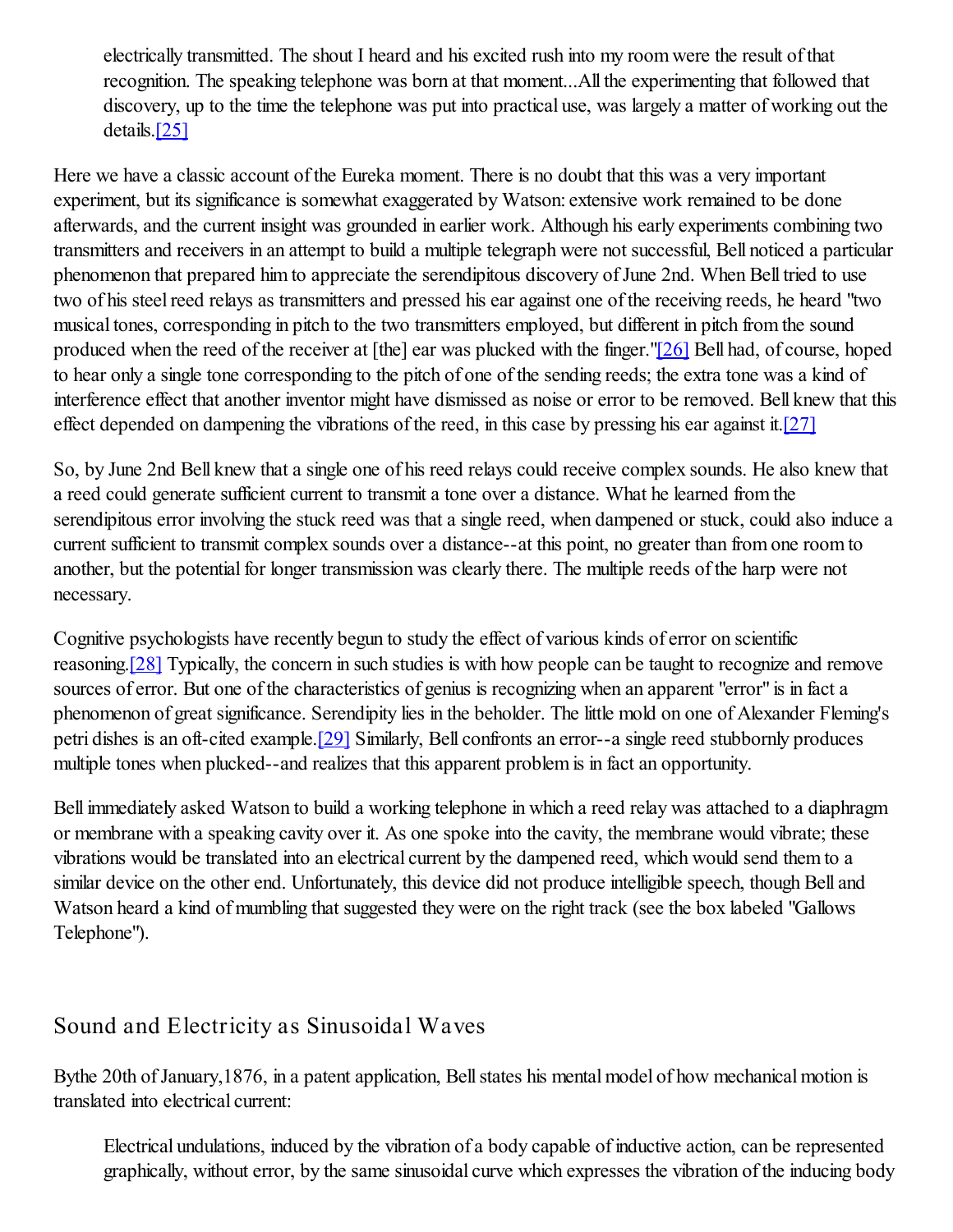> electrically transmitted. The shout I heard and his excited rush into my room were the result of that recognition. The speaking telephone was born at that moment...All the experimenting that followed that discovery, up to the time the telephone was put into practical use, was largely a matter of working out the details.[25]

Here we have a classic account of the Eureka moment. There is no doubt that this was a very important experiment, but its significance is somewhat exaggerated by Watson: extensive work remained to be done afterwards, and the current insight was grounded in earlier work. Although his early experiments combining two transmitters and receivers in an attempt to build a multiple telegraph were not successful, Bell noticed a particular phenomenon that prepared him to appreciate the serendipitous discovery of June 2nd. When Bell tried to use two of his steel reed relays as transmitters and pressed his ear against one of the receiving reeds, he heard "two musical tones, corresponding in pitch to the two transmitters employed, but different in pitch from the sound produced when the reed of the receiver at [the] ear was plucked with the finger."[26] Bell had, of course, hoped to hear only a single tone corresponding to the pitch of one of the sending reeds; the extra tone was a kind of interference effect that another inventor might have dismissed as noise or error to be removed. Bell knew that this effect depended on dampening the vibrations of the reed, in this case by pressing his ear against it.[27]

So, by June 2nd Bell knew that a single one of his reed relays could receive complex sounds. He also knew that a reed could generate sufficient current to transmit a tone over a distance. What he learned from the serendipitous error involving the stuck reed was that a single reed, when dampened or stuck, could also induce a current sufficient to transmit complex sounds over a distance--at this point, no greater than from one room to another, but the potential for longer transmission was clearly there. The multiple reeds of the harp were not necessary.

Cognitive psychologists have recently begun to study the effect of various kinds of error on scientific reasoning.[28] Typically, the concern in such studies is with how people can be taught to recognize and remove sources of error. But one of the characteristics of genius is recognizing when an apparent "error" is in fact a phenomenon of great significance. Serendipity lies in the beholder. The little mold on one of Alexander Fleming's petri dishes is an oft-cited example.[29] Similarly, Bell confronts an error--a single reed stubbornly produces multiple tones when plucked--and realizes that this apparent problem is in fact an opportunity.

Bell immediately asked Watson to build a working telephone in which a reed relay was attached to a diaphragm or membrane with a speaking cavity over it. As one spoke into the cavity, the membrane would vibrate; these vibrations would be translated into an electrical current by the dampened reed, which would send them to a similar device on the other end. Unfortunately, this device did not produce intelligible speech, though Bell and Watson heard a kind of mumbling that suggested they were on the right track (see the box labeled "Gallows Telephone").

## Sound and Electricity as Sinusoidal Waves

Bythe 20th of January,1876, in a patent application, Bell states his mental model of how mechanical motion is translated into electrical current:

> Electrical undulations, induced by the vibration of a body capable of inductive action, can be represented graphically, without error, by the same sinusoidal curve which expresses the vibration of the inducing body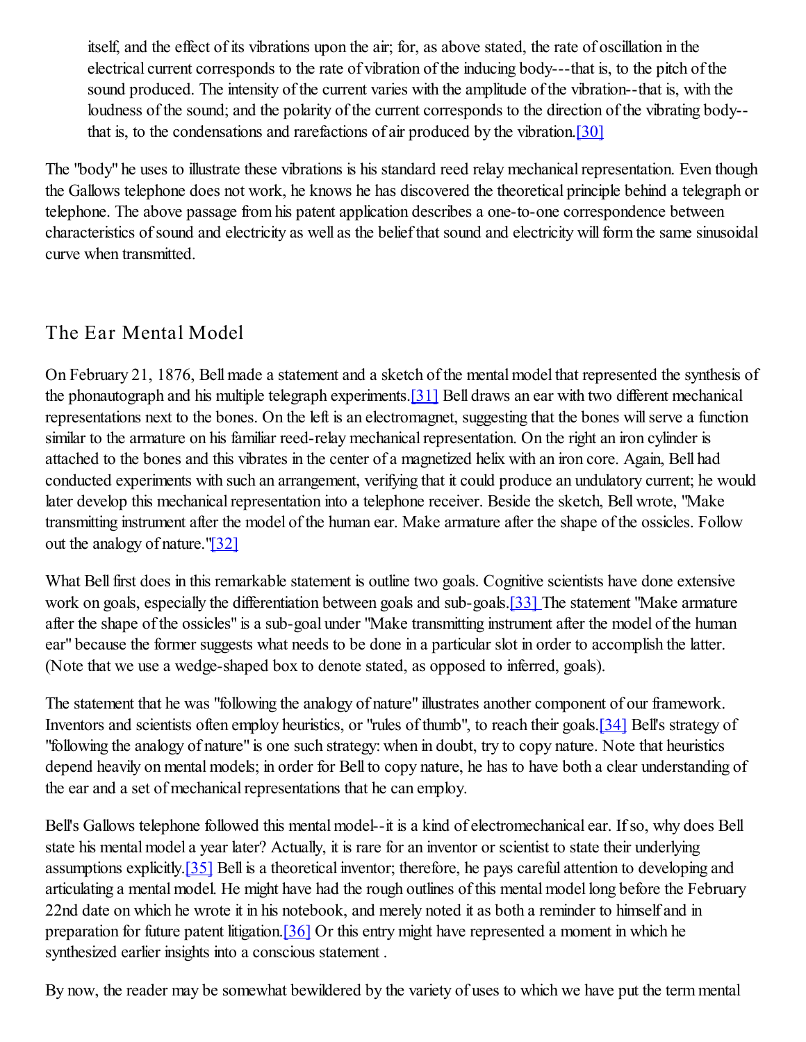itself, and the effect of its vibrations upon the air; for, as above stated, the rate of oscillation in the electrical current corresponds to the rate of vibration of the inducing body---that is, to the pitch of the sound produced. The intensity of the current varies with the amplitude of the vibration--that is, with the loudness of the sound; and the polarity of the current corresponds to the direction of the vibrating body--that is, to the condensations and rarefactions of air produced by the vibration.[30]

The "body" he uses to illustrate these vibrations is his standard reed relay mechanical representation. Even though the Gallows telephone does not work, he knows he has discovered the theoretical principle behind a telegraph or telephone. The above passage from his patent application describes a one-to-one correspondence between characteristics of sound and electricity as well as the belief that sound and electricity will form the same sinusoidal curve when transmitted.

## The Ear Mental Model

On February 21, 1876, Bell made a statement and a sketch of the mental model that represented the synthesis of the phonautograph and his multiple telegraph experiments.[31] Bell draws an ear with two different mechanical representations next to the bones. On the left is an electromagnet, suggesting that the bones will serve a function similar to the armature on his familiar reed-relay mechanical representation. On the right an iron cylinder is attached to the bones and this vibrates in the center of a magnetized helix with an iron core. Again, Bell had conducted experiments with such an arrangement, verifying that it could produce an undulatory current; he would later develop this mechanical representation into a telephone receiver. Beside the sketch, Bell wrote, "Make transmitting instrument after the model of the human ear. Make armature after the shape of the ossicles. Follow out the analogy of nature."[32]

What Bell first does in this remarkable statement is outline two goals. Cognitive scientists have done extensive work on goals, especially the differentiation between goals and sub-goals.[33] The statement "Make armature after the shape of the ossicles" is a sub-goal under "Make transmitting instrument after the model of the human ear" because the former suggests what needs to be done in a particular slot in order to accomplish the latter. (Note that we use a wedge-shaped box to denote stated, as opposed to inferred, goals).

The statement that he was "following the analogy of nature" illustrates another component of our framework. Inventors and scientists often employ heuristics, or "rules of thumb", to reach their goals.[34] Bell's strategy of "following the analogy of nature" is one such strategy: when in doubt, try to copy nature. Note that heuristics depend heavily on mental models; in order for Bell to copy nature, he has to have both a clear understanding of the ear and a set of mechanical representations that he can employ.

Bell's Gallows telephone followed this mental model--it is a kind of electromechanical ear. If so, why does Bell state his mental model a year later? Actually, it is rare for an inventor or scientist to state their underlying assumptions explicitly.[35] Bell is a theoretical inventor; therefore, he pays careful attention to developing and articulating a mental model. He might have had the rough outlines of this mental model long before the February 22nd date on which he wrote it in his notebook, and merely noted it as both a reminder to himself and in preparation for future patent litigation.[36] Or this entry might have represented a moment in which he synthesized earlier insights into a conscious statement .

By now, the reader may be somewhat bewildered by the variety of uses to which we have put the term mental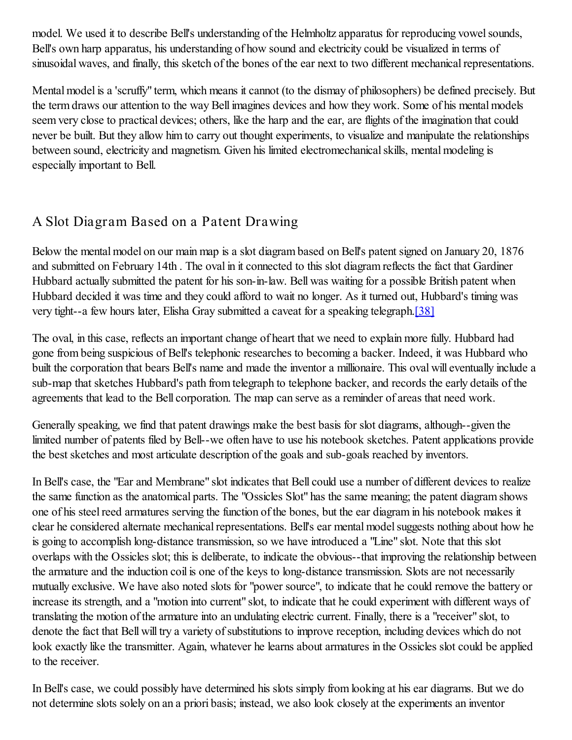model. We used it to describe Bell's understanding of the Helmholtz apparatus for reproducing vowel sounds, Bell's own harp apparatus, his understanding of how sound and electricity could be visualized in terms of sinusoidal waves, and finally, this sketch of the bones of the ear next to two different mechanical representations.

Mental model is a 'scruffy" term, which means it cannot (to the dismay of philosophers) be defined precisely. But the term draws our attention to the way Bell imagines devices and how they work. Some of his mental models seem very close to practical devices; others, like the harp and the ear, are flights of the imagination that could never be built. But they allow him to carry out thought experiments, to visualize and manipulate the relationships between sound, electricity and magnetism. Given his limited electromechanical skills, mental modeling is especially important to Bell.

## A Slot Diagram Based on a Patent Drawing

Below the mental model on our main map is a slot diagram based on Bell's patent signed on January 20, 1876 and submitted on February 14th . The oval in it connected to this slot diagram reflects the fact that Gardiner Hubbard actually submitted the patent for his son-in-law. Bell was waiting for a possible British patent when Hubbard decided it was time and they could afford to wait no longer. As it turned out, Hubbard's timing was very tight--a few hours later, Elisha Gray submitted a caveat for a speaking telegraph.[38]

The oval, in this case, reflects an important change of heart that we need to explain more fully. Hubbard had gone from being suspicious of Bell's telephonic researches to becoming a backer. Indeed, it was Hubbard who built the corporation that bears Bell's name and made the inventor a millionaire. This oval will eventually include a sub-map that sketches Hubbard's path from telegraph to telephone backer, and records the early details of the agreements that lead to the Bell corporation. The map can serve as a reminder of areas that need work.

Generally speaking, we find that patent drawings make the best basis for slot diagrams, although--given the limited number of patents filed by Bell--we often have to use his notebook sketches. Patent applications provide the best sketches and most articulate description of the goals and sub-goals reached by inventors.

In Bell's case, the "Ear and Membrane" slot indicates that Bell could use a number of different devices to realize the same function as the anatomical parts. The "Ossicles Slot" has the same meaning; the patent diagram shows one of his steel reed armatures serving the function of the bones, but the ear diagram in his notebook makes it clear he considered alternate mechanical representations. Bell's ear mental model suggests nothing about how he is going to accomplish long-distance transmission, so we have introduced a "Line" slot. Note that this slot overlaps with the Ossicles slot; this is deliberate, to indicate the obvious--that improving the relationship between the armature and the induction coil is one of the keys to long-distance transmission. Slots are not necessarily mutually exclusive. We have also noted slots for "power source", to indicate that he could remove the battery or increase its strength, and a "motion into current" slot, to indicate that he could experiment with different ways of translating the motion of the armature into an undulating electric current. Finally, there is a "receiver" slot, to denote the fact that Bell will try a variety of substitutions to improve reception, including devices which do not look exactly like the transmitter. Again, whatever he learns about armatures in the Ossicles slot could be applied to the receiver.

In Bell's case, we could possibly have determined his slots simply from looking at his ear diagrams. But we do not determine slots solely on an a priori basis; instead, we also look closely at the experiments an inventor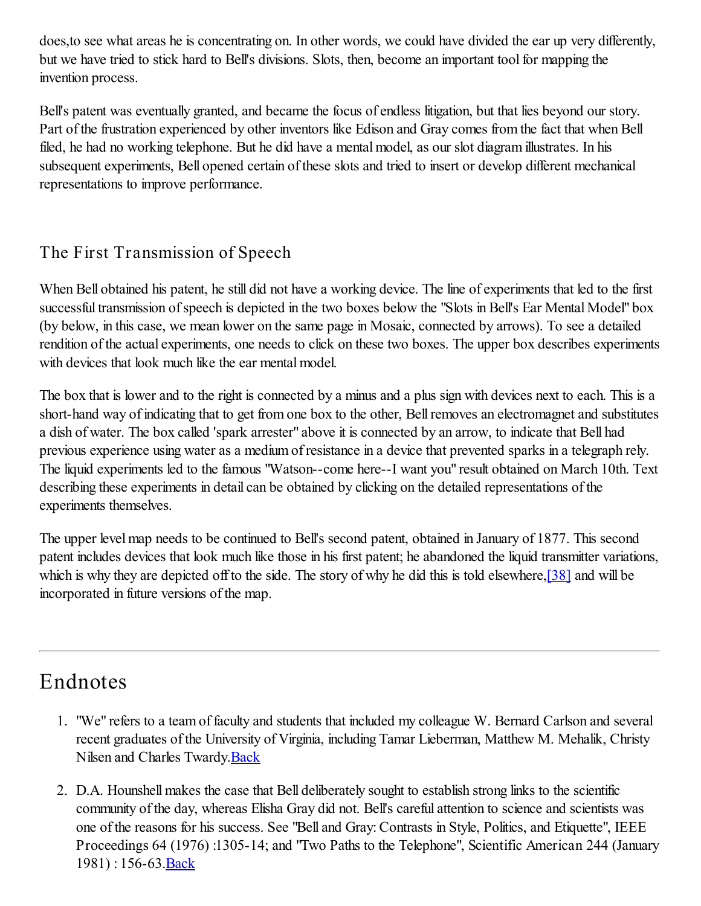does,to see what areas he is concentrating on. In other words, we could have divided the ear up very differently, but we have tried to stick hard to Bell's divisions. Slots, then, become an important tool for mapping the invention process.

Bell's patent was eventually granted, and became the focus of endless litigation, but that lies beyond our story. Part of the frustration experienced by other inventors like Edison and Gray comes from the fact that when Bell filed, he had no working telephone. But he did have a mental model, as our slot diagram illustrates. In his subsequent experiments, Bell opened certain of these slots and tried to insert or develop different mechanical representations to improve performance.

## The First Transmission of Speech

When Bell obtained his patent, he still did not have a working device. The line of experiments that led to the first successful transmission of speech is depicted in the two boxes below the "Slots in Bell's Ear Mental Model" box (by below, in this case, we mean lower on the same page in Mosaic, connected by arrows). To see a detailed rendition of the actual experiments, one needs to click on these two boxes. The upper box describes experiments with devices that look much like the ear mental model.

The box that is lower and to the right is connected by a minus and a plus sign with devices next to each. This is a short-hand way of indicating that to get from one box to the other, Bell removes an electromagnet and substitutes a dish of water. The box called 'spark arrester" above it is connected by an arrow, to indicate that Bell had previous experience using water as a medium of resistance in a device that prevented sparks in a telegraph rely. The liquid experiments led to the famous "Watson--come here--I want you" result obtained on March 10th. Text describing these experiments in detail can be obtained by clicking on the detailed representations of the experiments themselves.

The upper level map needs to be continued to Bell's second patent, obtained in January of 1877. This second patent includes devices that look much like those in his first patent; he abandoned the liquid transmitter variations, which is why they are depicted off to the side. The story of why he did this is told elsewhere,[38] and will be incorporated in future versions of the map.

---

# Endnotes

1. "We" refers to a team of faculty and students that included my colleague W. Bernard Carlson and several recent graduates of the University of Virginia, including Tamar Lieberman, Matthew M. Mehalik, Christy Nilsen and Charles Twardy.Back

2. D.A. Hounshell makes the case that Bell deliberately sought to establish strong links to the scientific community of the day, whereas Elisha Gray did not. Bell's careful attention to science and scientists was one of the reasons for his success. See "Bell and Gray: Contrasts in Style, Politics, and Etiquette", IEEE Proceedings 64 (1976) :1305-14; and "Two Paths to the Telephone", Scientific American 244 (January 1981) : 156-63.Back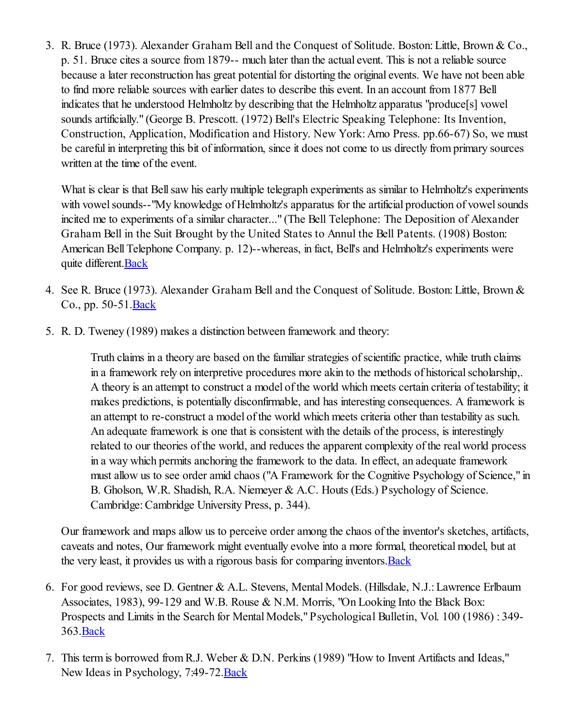3. R. Bruce (1973). Alexander Graham Bell and the Conquest of Solitude. Boston: Little, Brown & Co., p. 51. Bruce cites a source from 1879-- much later than the actual event. This is not a reliable source because a later reconstruction has great potential for distorting the original events. We have not been able to find more reliable sources with earlier dates to describe this event. In an account from 1877 Bell indicates that he understood Helmholtz by describing that the Helmholtz apparatus "produce[s] vowel sounds artificially." (George B. Prescott. (1972) Bell's Electric Speaking Telephone: Its Invention, Construction, Application, Modification and History. New York: Arno Press. pp.66-67) So, we must be careful in interpreting this bit of information, since it does not come to us directly from primary sources written at the time of the event.

   What is clear is that Bell saw his early multiple telegraph experiments as similar to Helmholtz's experiments with vowel sounds--"My knowledge of Helmholtz's apparatus for the artificial production of vowel sounds incited me to experiments of a similar character..." (The Bell Telephone: The Deposition of Alexander Graham Bell in the Suit Brought by the United States to Annul the Bell Patents. (1908) Boston: American Bell Telephone Company. p. 12)--whereas, in fact, Bell's and Helmholtz's experiments were quite different. Back

4. See R. Bruce (1973). Alexander Graham Bell and the Conquest of Solitude. Boston: Little, Brown & Co., pp. 50-51. Back

5. R. D. Tweney (1989) makes a distinction between framework and theory:

   > Truth claims in a theory are based on the familiar strategies of scientific practice, while truth claims in a framework rely on interpretive procedures more akin to the methods of historical scholarship,. A theory is an attempt to construct a model of the world which meets certain criteria of testability; it makes predictions, is potentially disconfirmable, and has interesting consequences. A framework is an attempt to re-construct a model of the world which meets criteria other than testability as such. An adequate framework is one that is consistent with the details of the process, is interestingly related to our theories of the world, and reduces the apparent complexity of the real world process in a way which permits anchoring the framework to the data. In effect, an adequate framework must allow us to see order amid chaos ("A Framework for the Cognitive Psychology of Science," in B. Gholson, W.R. Shadish, R.A. Niemeyer & A.C. Houts (Eds.) Psychology of Science. Cambridge: Cambridge University Press, p. 344).

   Our framework and maps allow us to perceive order among the chaos of the inventor's sketches, artifacts, caveats and notes, Our framework might eventually evolve into a more formal, theoretical model, but at the very least, it provides us with a rigorous basis for comparing inventors. Back

6. For good reviews, see D. Gentner & A.L. Stevens, Mental Models. (Hillsdale, N.J.: Lawrence Erlbaum Associates, 1983), 99-129 and W.B. Rouse & N.M. Morris, "On Looking Into the Black Box: Prospects and Limits in the Search for Mental Models," Psychological Bulletin, Vol. 100 (1986) : 349-363. Back

7. This term is borrowed from R.J. Weber & D.N. Perkins (1989) "How to Invent Artifacts and Ideas," New Ideas in Psychology, 7:49-72. Back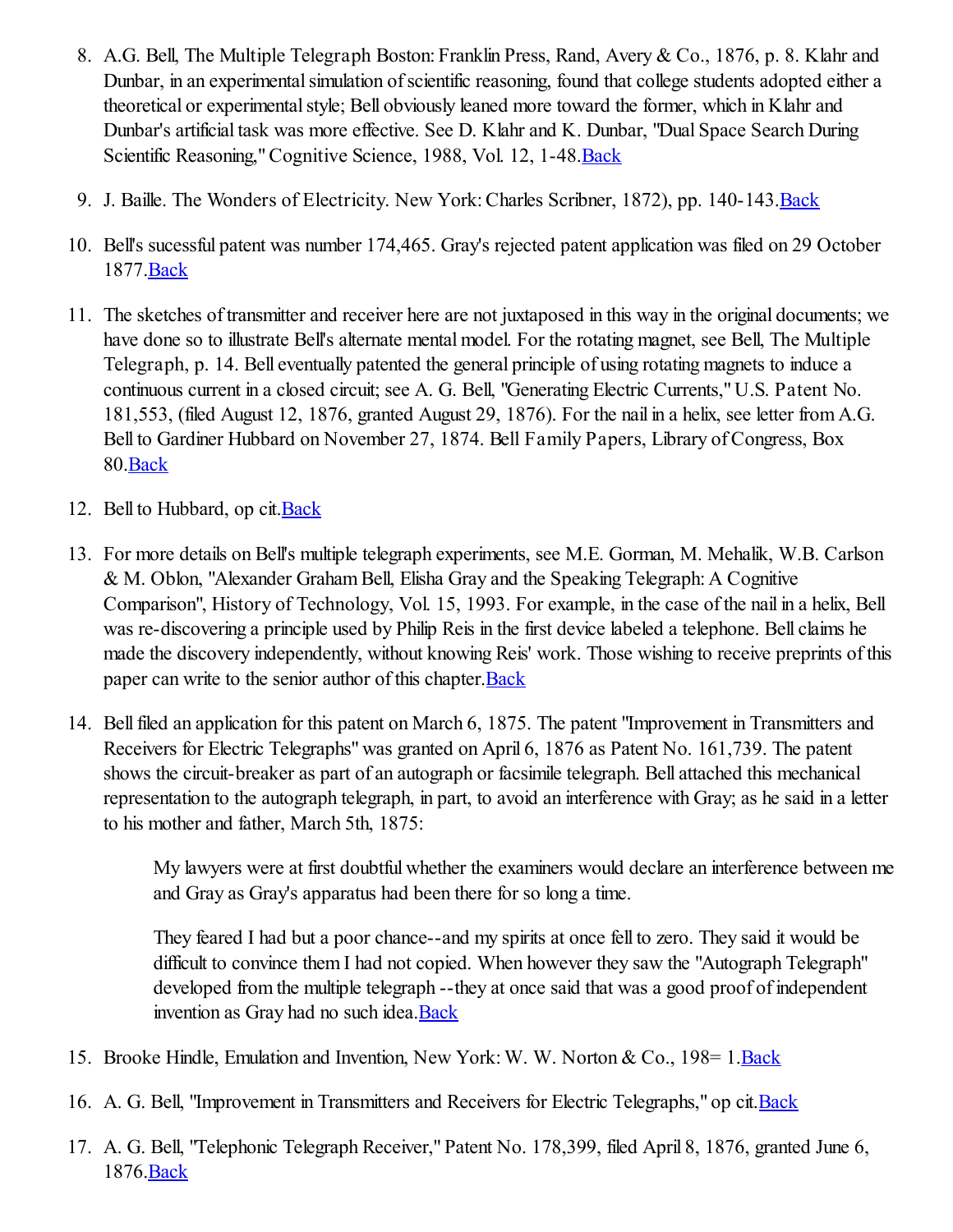8. A.G. Bell, The Multiple Telegraph Boston: Franklin Press, Rand, Avery & Co., 1876, p. 8. Klahr and Dunbar, in an experimental simulation of scientific reasoning, found that college students adopted either a theoretical or experimental style; Bell obviously leaned more toward the former, which in Klahr and Dunbar's artificial task was more effective. See D. Klahr and K. Dunbar, "Dual Space Search During Scientific Reasoning," Cognitive Science, 1988, Vol. 12, 1-48.Back

9. J. Baille. The Wonders of Electricity. New York: Charles Scribner, 1872), pp. 140-143.Back

10. Bell's sucessful patent was number 174,465. Gray's rejected patent application was filed on 29 October 1877.Back

11. The sketches of transmitter and receiver here are not juxtaposed in this way in the original documents; we have done so to illustrate Bell's alternate mental model. For the rotating magnet, see Bell, The Multiple Telegraph, p. 14. Bell eventually patented the general principle of using rotating magnets to induce a continuous current in a closed circuit; see A. G. Bell, "Generating Electric Currents," U.S. Patent No. 181,553, (filed August 12, 1876, granted August 29, 1876). For the nail in a helix, see letter from A.G. Bell to Gardiner Hubbard on November 27, 1874. Bell Family Papers, Library of Congress, Box 80.Back

12. Bell to Hubbard, op cit.Back

13. For more details on Bell's multiple telegraph experiments, see M.E. Gorman, M. Mehalik, W.B. Carlson & M. Oblon, "Alexander Graham Bell, Elisha Gray and the Speaking Telegraph: A Cognitive Comparison", History of Technology, Vol. 15, 1993. For example, in the case of the nail in a helix, Bell was re-discovering a principle used by Philip Reis in the first device labeled a telephone. Bell claims he made the discovery independently, without knowing Reis' work. Those wishing to receive preprints of this paper can write to the senior author of this chapter.Back

14. Bell filed an application for this patent on March 6, 1875. The patent "Improvement in Transmitters and Receivers for Electric Telegraphs" was granted on April 6, 1876 as Patent No. 161,739. The patent shows the circuit-breaker as part of an autograph or facsimile telegraph. Bell attached this mechanical representation to the autograph telegraph, in part, to avoid an interference with Gray; as he said in a letter to his mother and father, March 5th, 1875:

    > My lawyers were at first doubtful whether the examiners would declare an interference between me and Gray as Gray's apparatus had been there for so long a time.
    >
    > They feared I had but a poor chance--and my spirits at once fell to zero. They said it would be difficult to convince them I had not copied. When however they saw the "Autograph Telegraph" developed from the multiple telegraph --they at once said that was a good proof of independent invention as Gray had no such idea.Back

15. Brooke Hindle, Emulation and Invention, New York: W. W. Norton & Co., 198= 1.Back

16. A. G. Bell, "Improvement in Transmitters and Receivers for Electric Telegraphs," op cit.Back

17. A. G. Bell, "Telephonic Telegraph Receiver," Patent No. 178,399, filed April 8, 1876, granted June 6, 1876.Back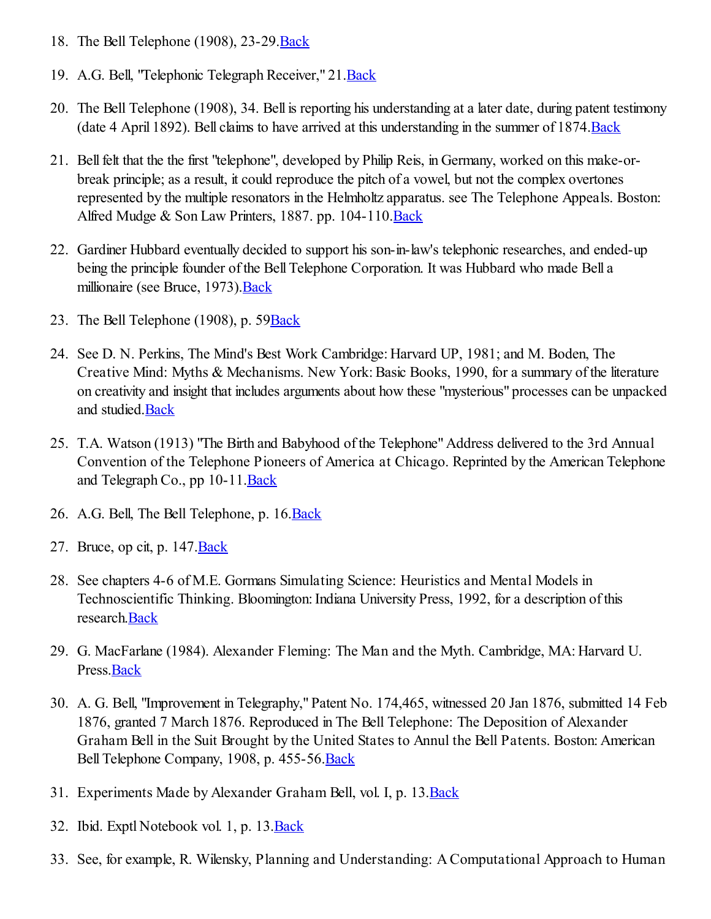18. The Bell Telephone (1908), 23-29.Back

19. A.G. Bell, "Telephonic Telegraph Receiver," 21.Back

20. The Bell Telephone (1908), 34. Bell is reporting his understanding at a later date, during patent testimony (date 4 April 1892). Bell claims to have arrived at this understanding in the summer of 1874.Back

21. Bell felt that the the first "telephone", developed by Philip Reis, in Germany, worked on this make-or-break principle; as a result, it could reproduce the pitch of a vowel, but not the complex overtones represented by the multiple resonators in the Helmholtz apparatus. see The Telephone Appeals. Boston: Alfred Mudge & Son Law Printers, 1887. pp. 104-110.Back

22. Gardiner Hubbard eventually decided to support his son-in-law's telephonic researches, and ended-up being the principle founder of the Bell Telephone Corporation. It was Hubbard who made Bell a millionaire (see Bruce, 1973).Back

23. The Bell Telephone (1908), p. 59Back

24. See D. N. Perkins, The Mind's Best Work Cambridge: Harvard UP, 1981; and M. Boden, The Creative Mind: Myths & Mechanisms. New York: Basic Books, 1990, for a summary of the literature on creativity and insight that includes arguments about how these "mysterious" processes can be unpacked and studied.Back

25. T.A. Watson (1913) "The Birth and Babyhood of the Telephone" Address delivered to the 3rd Annual Convention of the Telephone Pioneers of America at Chicago. Reprinted by the American Telephone and Telegraph Co., pp 10-11.Back

26. A.G. Bell, The Bell Telephone, p. 16.Back

27. Bruce, op cit, p. 147.Back

28. See chapters 4-6 of M.E. Gormans Simulating Science: Heuristics and Mental Models in Technoscientific Thinking. Bloomington: Indiana University Press, 1992, for a description of this research.Back

29. G. MacFarlane (1984). Alexander Fleming: The Man and the Myth. Cambridge, MA: Harvard U. Press.Back

30. A. G. Bell, "Improvement in Telegraphy," Patent No. 174,465, witnessed 20 Jan 1876, submitted 14 Feb 1876, granted 7 March 1876. Reproduced in The Bell Telephone: The Deposition of Alexander Graham Bell in the Suit Brought by the United States to Annul the Bell Patents. Boston: American Bell Telephone Company, 1908, p. 455-56.Back

31. Experiments Made by Alexander Graham Bell, vol. I, p. 13.Back

32. Ibid. Exptl Notebook vol. 1, p. 13.Back

33. See, for example, R. Wilensky, Planning and Understanding: A Computational Approach to Human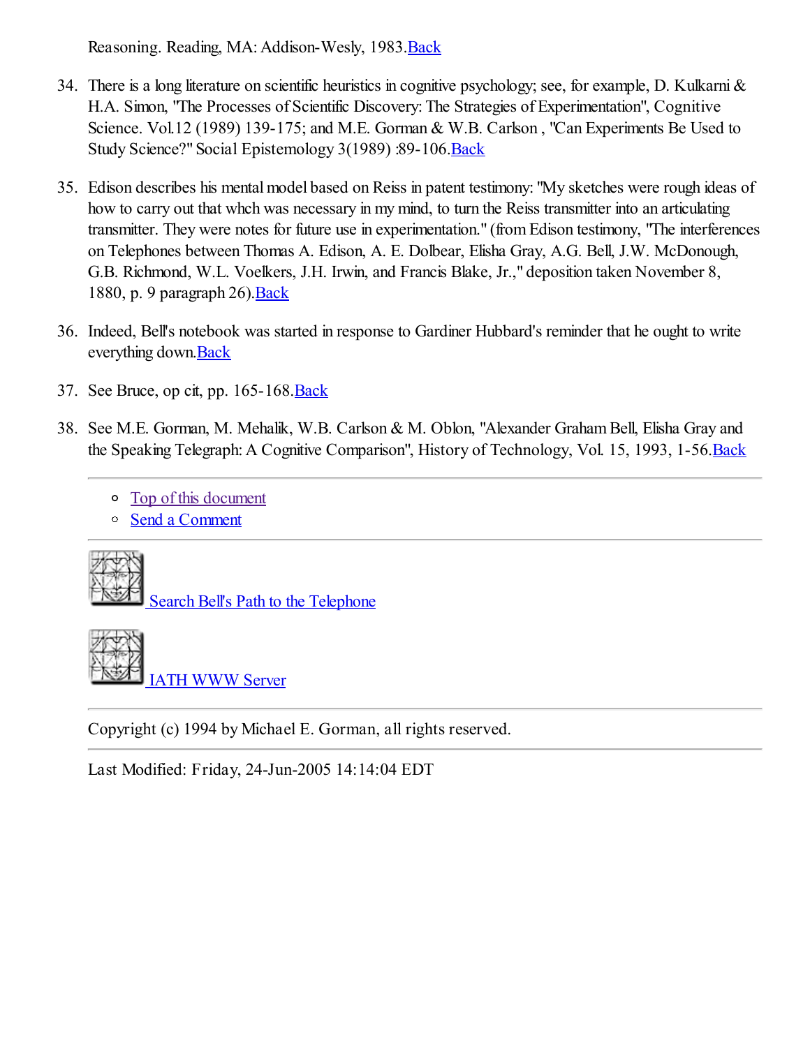Reasoning. Reading, MA: Addison-Wesly, 1983.Back

34. There is a long literature on scientific heuristics in cognitive psychology; see, for example, D. Kulkarni & H.A. Simon, "The Processes of Scientific Discovery: The Strategies of Experimentation", Cognitive Science. Vol.12 (1989) 139-175; and M.E. Gorman & W.B. Carlson , "Can Experiments Be Used to Study Science?" Social Epistemology 3(1989) :89-106.Back

35. Edison describes his mental model based on Reiss in patent testimony: "My sketches were rough ideas of how to carry out that whch was necessary in my mind, to turn the Reiss transmitter into an articulating transmitter. They were notes for future use in experimentation." (from Edison testimony, "The interferences on Telephones between Thomas A. Edison, A. E. Dolbear, Elisha Gray, A.G. Bell, J.W. McDonough, G.B. Richmond, W.L. Voelkers, J.H. Irwin, and Francis Blake, Jr.," deposition taken November 8, 1880, p. 9 paragraph 26).Back

36. Indeed, Bell's notebook was started in response to Gardiner Hubbard's reminder that he ought to write everything down.Back

37. See Bruce, op cit, pp. 165-168.Back

38. See M.E. Gorman, M. Mehalik, W.B. Carlson & M. Oblon, "Alexander Graham Bell, Elisha Gray and the Speaking Telegraph: A Cognitive Comparison", History of Technology, Vol. 15, 1993, 1-56.Back

---

- Top of this document
- Send a Comment

---

Search Bell's Path to the Telephone

IATH WWW Server

---

Copyright (c) 1994 by Michael E. Gorman, all rights reserved.

---

Last Modified: Friday, 24-Jun-2005 14:14:04 EDT